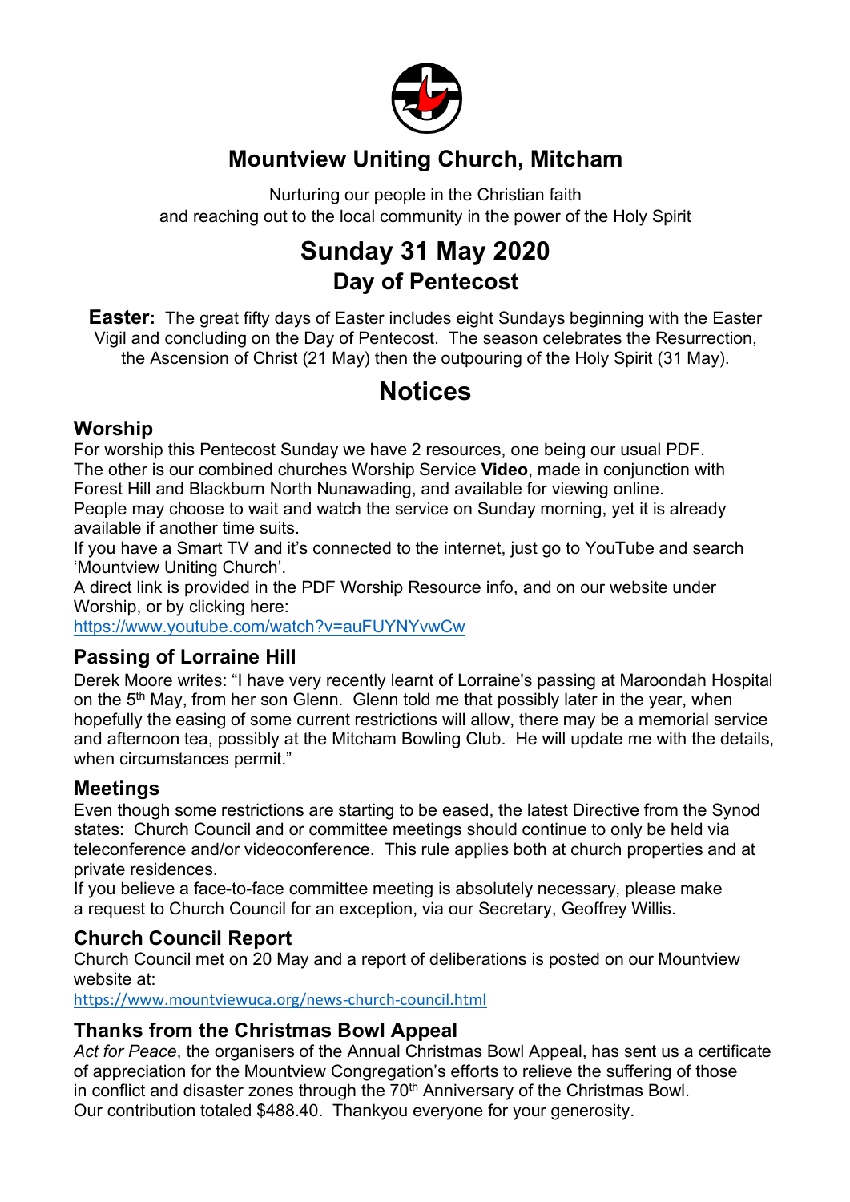# Mountview Uniting Church, Mitcham

Nurturing our people in the Christian faith
and reaching out to the local community in the power of the Holy Spirit

# Sunday 31 May 2020

## Day of Pentecost

**Easter:** The great fifty days of Easter includes eight Sundays beginning with the Easter Vigil and concluding on the Day of Pentecost. The season celebrates the Resurrection, the Ascension of Christ (21 May) then the outpouring of the Holy Spirit (31 May).

# Notices

## Worship

For worship this Pentecost Sunday we have 2 resources, one being our usual PDF. The other is our combined churches Worship Service **Video**, made in conjunction with Forest Hill and Blackburn North Nunawading, and available for viewing online.
People may choose to wait and watch the service on Sunday morning, yet it is already available if another time suits.
If you have a Smart TV and it's connected to the internet, just go to YouTube and search 'Mountview Uniting Church'.
A direct link is provided in the PDF Worship Resource info, and on our website under Worship, or by clicking here:
https://www.youtube.com/watch?v=auFUYNYvwCw

## Passing of Lorraine Hill

Derek Moore writes: "I have very recently learnt of Lorraine's passing at Maroondah Hospital on the 5th May, from her son Glenn. Glenn told me that possibly later in the year, when hopefully the easing of some current restrictions will allow, there may be a memorial service and afternoon tea, possibly at the Mitcham Bowling Club. He will update me with the details, when circumstances permit."

## Meetings

Even though some restrictions are starting to be eased, the latest Directive from the Synod states: Church Council and or committee meetings should continue to only be held via teleconference and/or videoconference. This rule applies both at church properties and at private residences.
If you believe a face-to-face committee meeting is absolutely necessary, please make a request to Church Council for an exception, via our Secretary, Geoffrey Willis.

## Church Council Report

Church Council met on 20 May and a report of deliberations is posted on our Mountview website at:
https://www.mountviewuca.org/news-church-council.html

## Thanks from the Christmas Bowl Appeal

*Act for Peace*, the organisers of the Annual Christmas Bowl Appeal, has sent us a certificate of appreciation for the Mountview Congregation's efforts to relieve the suffering of those in conflict and disaster zones through the 70th Anniversary of the Christmas Bowl.
Our contribution totaled $488.40. Thankyou everyone for your generosity.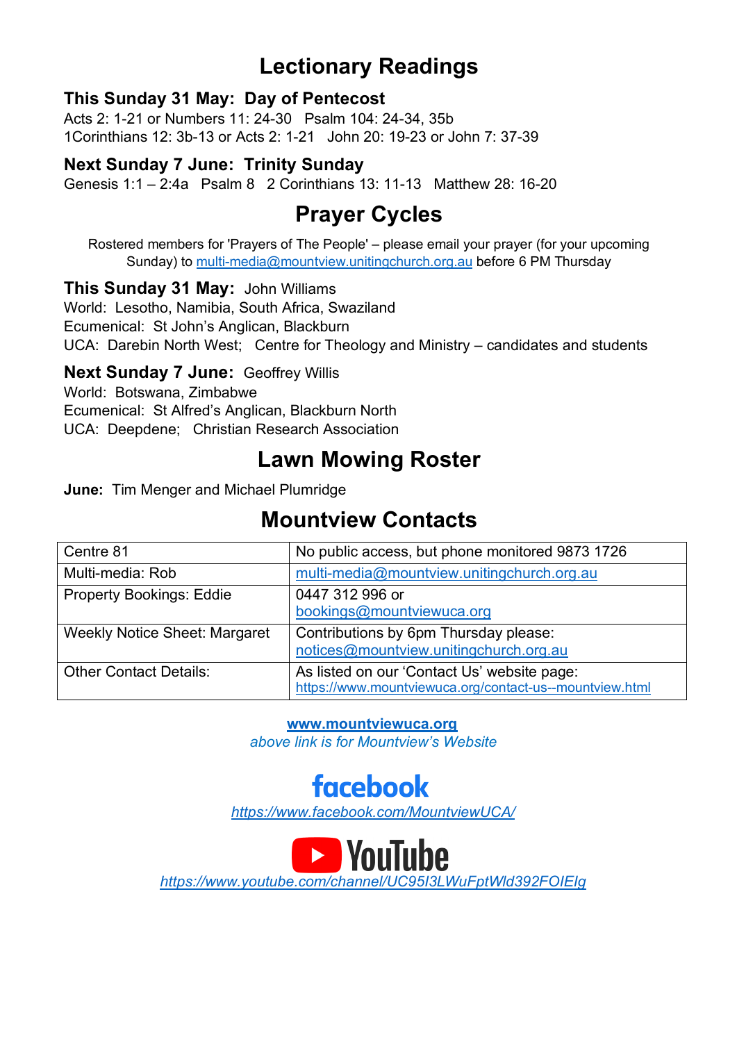# Lectionary Readings

## This Sunday 31 May: Day of Pentecost

Acts 2: 1-21 or Numbers 11: 24-30   Psalm 104: 24-34, 35b
1Corinthians 12: 3b-13 or Acts 2: 1-21   John 20: 19-23 or John 7: 37-39

## Next Sunday 7 June: Trinity Sunday

Genesis 1:1 – 2:4a   Psalm 8   2 Corinthians 13: 11-13   Matthew 28: 16-20

# Prayer Cycles

Rostered members for 'Prayers of The People' – please email your prayer (for your upcoming Sunday) to multi-media@mountview.unitingchurch.org.au before 6 PM Thursday

**This Sunday 31 May:** John Williams
World: Lesotho, Namibia, South Africa, Swaziland
Ecumenical: St John's Anglican, Blackburn
UCA: Darebin North West; Centre for Theology and Ministry – candidates and students

**Next Sunday 7 June:** Geoffrey Willis
World: Botswana, Zimbabwe
Ecumenical: St Alfred's Anglican, Blackburn North
UCA: Deepdene; Christian Research Association

# Lawn Mowing Roster

**June:** Tim Menger and Michael Plumridge

# Mountview Contacts

| | |
|---|---|
| Centre 81 | No public access, but phone monitored 9873 1726 |
| Multi-media: Rob | multi-media@mountview.unitingchurch.org.au |
| Property Bookings: Eddie | 0447 312 996 or bookings@mountviewuca.org |
| Weekly Notice Sheet: Margaret | Contributions by 6pm Thursday please: notices@mountview.unitingchurch.org.au |
| Other Contact Details: | As listed on our 'Contact Us' website page: https://www.mountviewuca.org/contact-us--mountview.html |

**www.mountviewuca.org**
*above link is for Mountview's Website*

facebook
*https://www.facebook.com/MountviewUCA/*

YouTube
*https://www.youtube.com/channel/UC95I3LWuFptWld392FOIElg*